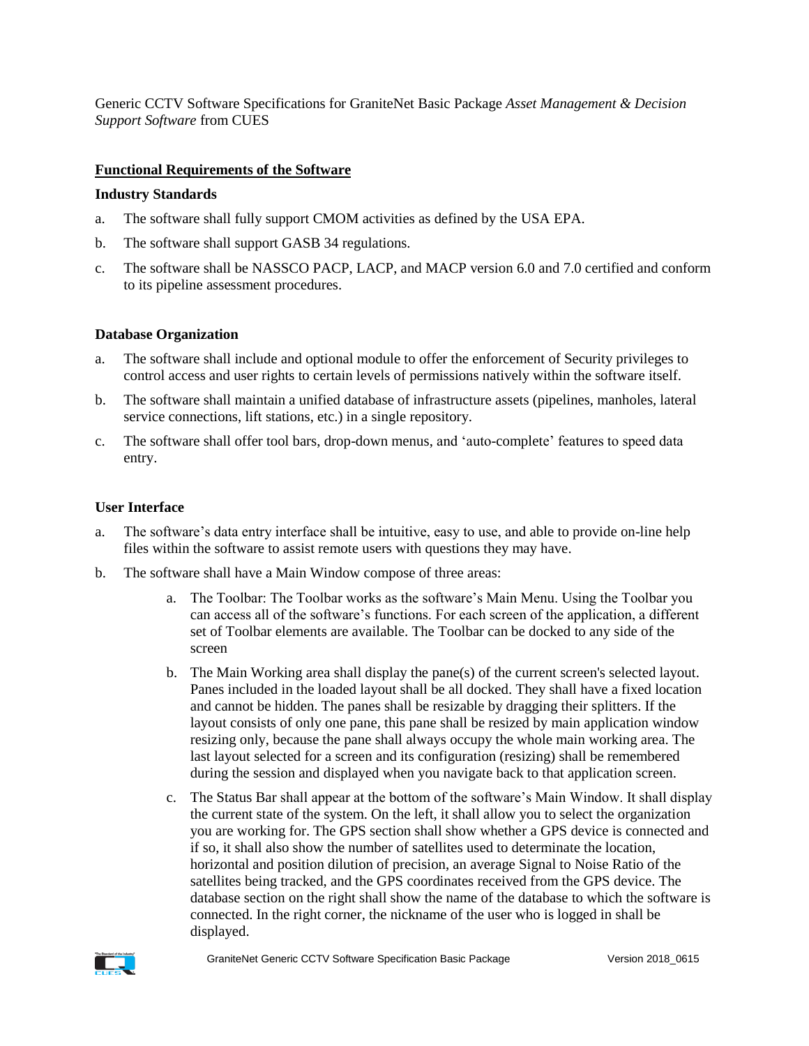Generic CCTV Software Specifications for GraniteNet Basic Package *Asset Management & Decision Support Software* from CUES

## Functional Requirements of the Software

### Industry Standards

a. The software shall fully support CMOM activities as defined by the USA EPA.

b. The software shall support GASB 34 regulations.

c. The software shall be NASSCO PACP, LACP, and MACP version 6.0 and 7.0 certified and conform to its pipeline assessment procedures.

### Database Organization

a. The software shall include and optional module to offer the enforcement of Security privileges to control access and user rights to certain levels of permissions natively within the software itself.

b. The software shall maintain a unified database of infrastructure assets (pipelines, manholes, lateral service connections, lift stations, etc.) in a single repository.

c. The software shall offer tool bars, drop-down menus, and 'auto-complete' features to speed data entry.

### User Interface

a. The software's data entry interface shall be intuitive, easy to use, and able to provide on-line help files within the software to assist remote users with questions they may have.

b. The software shall have a Main Window compose of three areas:

   a. The Toolbar: The Toolbar works as the software's Main Menu. Using the Toolbar you can access all of the software's functions. For each screen of the application, a different set of Toolbar elements are available. The Toolbar can be docked to any side of the screen

   b. The Main Working area shall display the pane(s) of the current screen's selected layout. Panes included in the loaded layout shall be all docked. They shall have a fixed location and cannot be hidden. The panes shall be resizable by dragging their splitters. If the layout consists of only one pane, this pane shall be resized by main application window resizing only, because the pane shall always occupy the whole main working area. The last layout selected for a screen and its configuration (resizing) shall be remembered during the session and displayed when you navigate back to that application screen.

   c. The Status Bar shall appear at the bottom of the software's Main Window. It shall display the current state of the system. On the left, it shall allow you to select the organization you are working for. The GPS section shall show whether a GPS device is connected and if so, it shall also show the number of satellites used to determinate the location, horizontal and position dilution of precision, an average Signal to Noise Ratio of the satellites being tracked, and the GPS coordinates received from the GPS device. The database section on the right shall show the name of the database to which the software is connected. In the right corner, the nickname of the user who is logged in shall be displayed.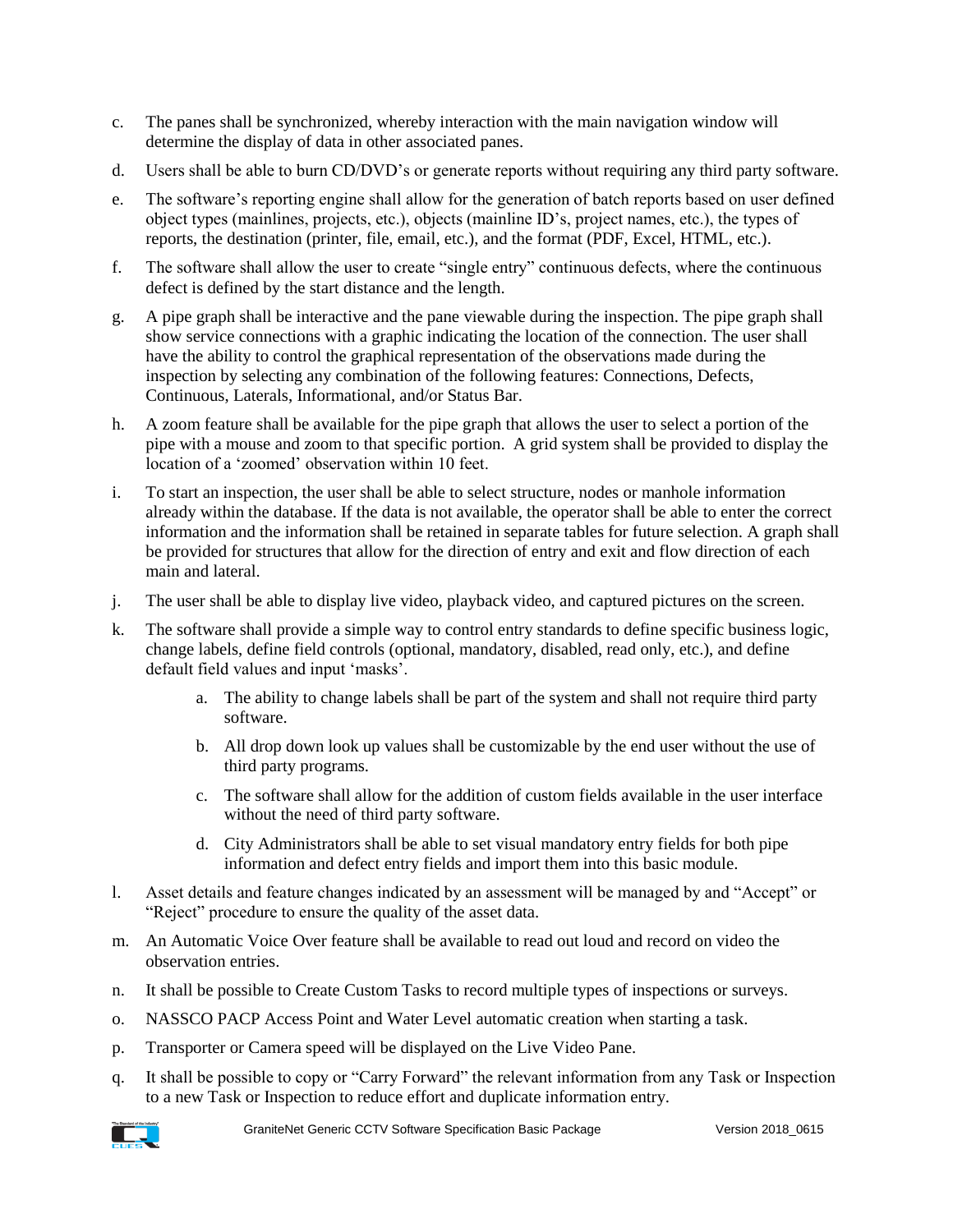c. The panes shall be synchronized, whereby interaction with the main navigation window will determine the display of data in other associated panes.

d. Users shall be able to burn CD/DVD's or generate reports without requiring any third party software.

e. The software's reporting engine shall allow for the generation of batch reports based on user defined object types (mainlines, projects, etc.), objects (mainline ID's, project names, etc.), the types of reports, the destination (printer, file, email, etc.), and the format (PDF, Excel, HTML, etc.).

f. The software shall allow the user to create "single entry" continuous defects, where the continuous defect is defined by the start distance and the length.

g. A pipe graph shall be interactive and the pane viewable during the inspection. The pipe graph shall show service connections with a graphic indicating the location of the connection. The user shall have the ability to control the graphical representation of the observations made during the inspection by selecting any combination of the following features: Connections, Defects, Continuous, Laterals, Informational, and/or Status Bar.

h. A zoom feature shall be available for the pipe graph that allows the user to select a portion of the pipe with a mouse and zoom to that specific portion. A grid system shall be provided to display the location of a 'zoomed' observation within 10 feet.

i. To start an inspection, the user shall be able to select structure, nodes or manhole information already within the database. If the data is not available, the operator shall be able to enter the correct information and the information shall be retained in separate tables for future selection. A graph shall be provided for structures that allow for the direction of entry and exit and flow direction of each main and lateral.

j. The user shall be able to display live video, playback video, and captured pictures on the screen.

k. The software shall provide a simple way to control entry standards to define specific business logic, change labels, define field controls (optional, mandatory, disabled, read only, etc.), and define default field values and input 'masks'.

    a. The ability to change labels shall be part of the system and shall not require third party software.

    b. All drop down look up values shall be customizable by the end user without the use of third party programs.

    c. The software shall allow for the addition of custom fields available in the user interface without the need of third party software.

    d. City Administrators shall be able to set visual mandatory entry fields for both pipe information and defect entry fields and import them into this basic module.

l. Asset details and feature changes indicated by an assessment will be managed by and "Accept" or "Reject" procedure to ensure the quality of the asset data.

m. An Automatic Voice Over feature shall be available to read out loud and record on video the observation entries.

n. It shall be possible to Create Custom Tasks to record multiple types of inspections or surveys.

o. NASSCO PACP Access Point and Water Level automatic creation when starting a task.

p. Transporter or Camera speed will be displayed on the Live Video Pane.

q. It shall be possible to copy or "Carry Forward" the relevant information from any Task or Inspection to a new Task or Inspection to reduce effort and duplicate information entry.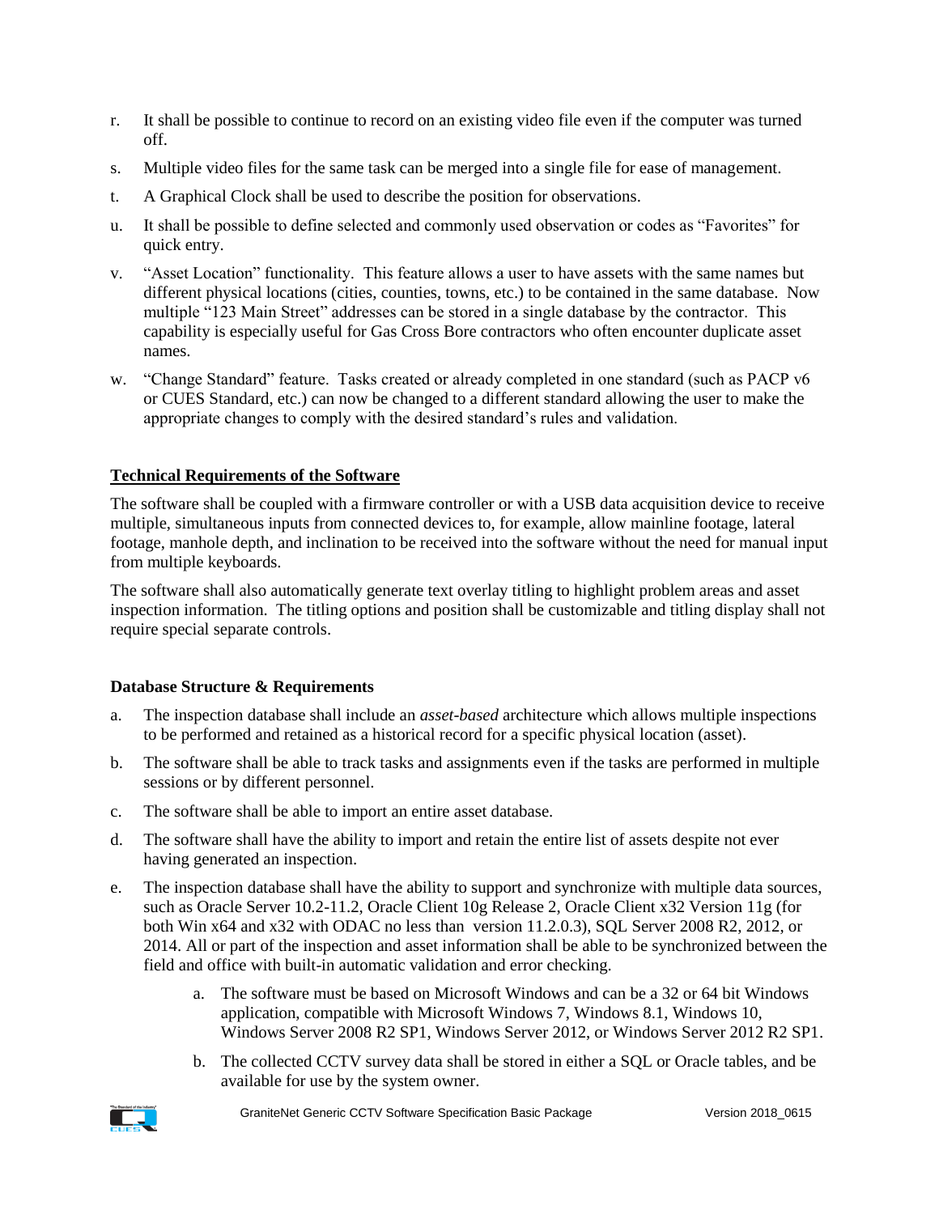r. It shall be possible to continue to record on an existing video file even if the computer was turned off.

s. Multiple video files for the same task can be merged into a single file for ease of management.

t. A Graphical Clock shall be used to describe the position for observations.

u. It shall be possible to define selected and commonly used observation or codes as "Favorites" for quick entry.

v. "Asset Location" functionality. This feature allows a user to have assets with the same names but different physical locations (cities, counties, towns, etc.) to be contained in the same database. Now multiple "123 Main Street" addresses can be stored in a single database by the contractor. This capability is especially useful for Gas Cross Bore contractors who often encounter duplicate asset names.

w. "Change Standard" feature. Tasks created or already completed in one standard (such as PACP v6 or CUES Standard, etc.) can now be changed to a different standard allowing the user to make the appropriate changes to comply with the desired standard's rules and validation.

**<u>Technical Requirements of the Software</u>**

The software shall be coupled with a firmware controller or with a USB data acquisition device to receive multiple, simultaneous inputs from connected devices to, for example, allow mainline footage, lateral footage, manhole depth, and inclination to be received into the software without the need for manual input from multiple keyboards.

The software shall also automatically generate text overlay titling to highlight problem areas and asset inspection information. The titling options and position shall be customizable and titling display shall not require special separate controls.

**Database Structure & Requirements**

a. The inspection database shall include an *asset-based* architecture which allows multiple inspections to be performed and retained as a historical record for a specific physical location (asset).

b. The software shall be able to track tasks and assignments even if the tasks are performed in multiple sessions or by different personnel.

c. The software shall be able to import an entire asset database.

d. The software shall have the ability to import and retain the entire list of assets despite not ever having generated an inspection.

e. The inspection database shall have the ability to support and synchronize with multiple data sources, such as Oracle Server 10.2-11.2, Oracle Client 10g Release 2, Oracle Client x32 Version 11g (for both Win x64 and x32 with ODAC no less than version 11.2.0.3), SQL Server 2008 R2, 2012, or 2014. All or part of the inspection and asset information shall be able to be synchronized between the field and office with built-in automatic validation and error checking.

    a. The software must be based on Microsoft Windows and can be a 32 or 64 bit Windows application, compatible with Microsoft Windows 7, Windows 8.1, Windows 10, Windows Server 2008 R2 SP1, Windows Server 2012, or Windows Server 2012 R2 SP1.

    b. The collected CCTV survey data shall be stored in either a SQL or Oracle tables, and be available for use by the system owner.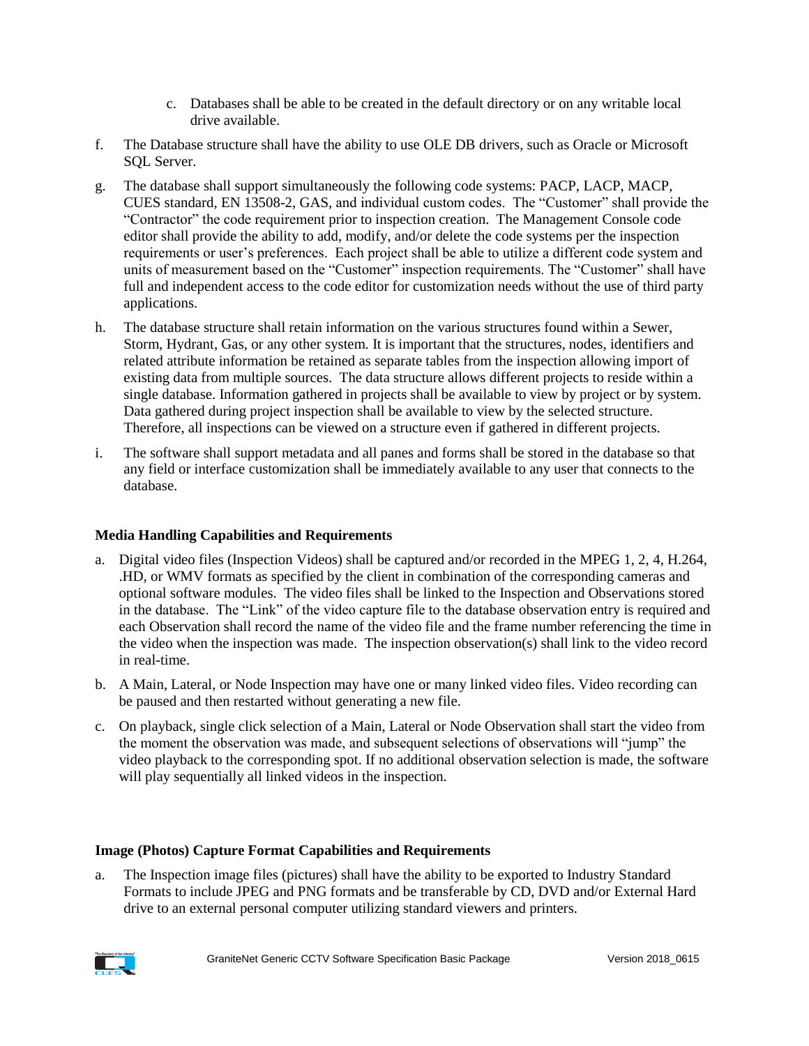c. Databases shall be able to be created in the default directory or on any writable local drive available.

f. The Database structure shall have the ability to use OLE DB drivers, such as Oracle or Microsoft SQL Server.

g. The database shall support simultaneously the following code systems: PACP, LACP, MACP, CUES standard, EN 13508-2, GAS, and individual custom codes. The "Customer" shall provide the "Contractor" the code requirement prior to inspection creation. The Management Console code editor shall provide the ability to add, modify, and/or delete the code systems per the inspection requirements or user's preferences. Each project shall be able to utilize a different code system and units of measurement based on the "Customer" inspection requirements. The "Customer" shall have full and independent access to the code editor for customization needs without the use of third party applications.

h. The database structure shall retain information on the various structures found within a Sewer, Storm, Hydrant, Gas, or any other system. It is important that the structures, nodes, identifiers and related attribute information be retained as separate tables from the inspection allowing import of existing data from multiple sources. The data structure allows different projects to reside within a single database. Information gathered in projects shall be available to view by project or by system. Data gathered during project inspection shall be available to view by the selected structure. Therefore, all inspections can be viewed on a structure even if gathered in different projects.

i. The software shall support metadata and all panes and forms shall be stored in the database so that any field or interface customization shall be immediately available to any user that connects to the database.

**Media Handling Capabilities and Requirements**

a. Digital video files (Inspection Videos) shall be captured and/or recorded in the MPEG 1, 2, 4, H.264, .HD, or WMV formats as specified by the client in combination of the corresponding cameras and optional software modules. The video files shall be linked to the Inspection and Observations stored in the database. The "Link" of the video capture file to the database observation entry is required and each Observation shall record the name of the video file and the frame number referencing the time in the video when the inspection was made. The inspection observation(s) shall link to the video record in real-time.

b. A Main, Lateral, or Node Inspection may have one or many linked video files. Video recording can be paused and then restarted without generating a new file.

c. On playback, single click selection of a Main, Lateral or Node Observation shall start the video from the moment the observation was made, and subsequent selections of observations will "jump" the video playback to the corresponding spot. If no additional observation selection is made, the software will play sequentially all linked videos in the inspection.

**Image (Photos) Capture Format Capabilities and Requirements**

a. The Inspection image files (pictures) shall have the ability to be exported to Industry Standard Formats to include JPEG and PNG formats and be transferable by CD, DVD and/or External Hard drive to an external personal computer utilizing standard viewers and printers.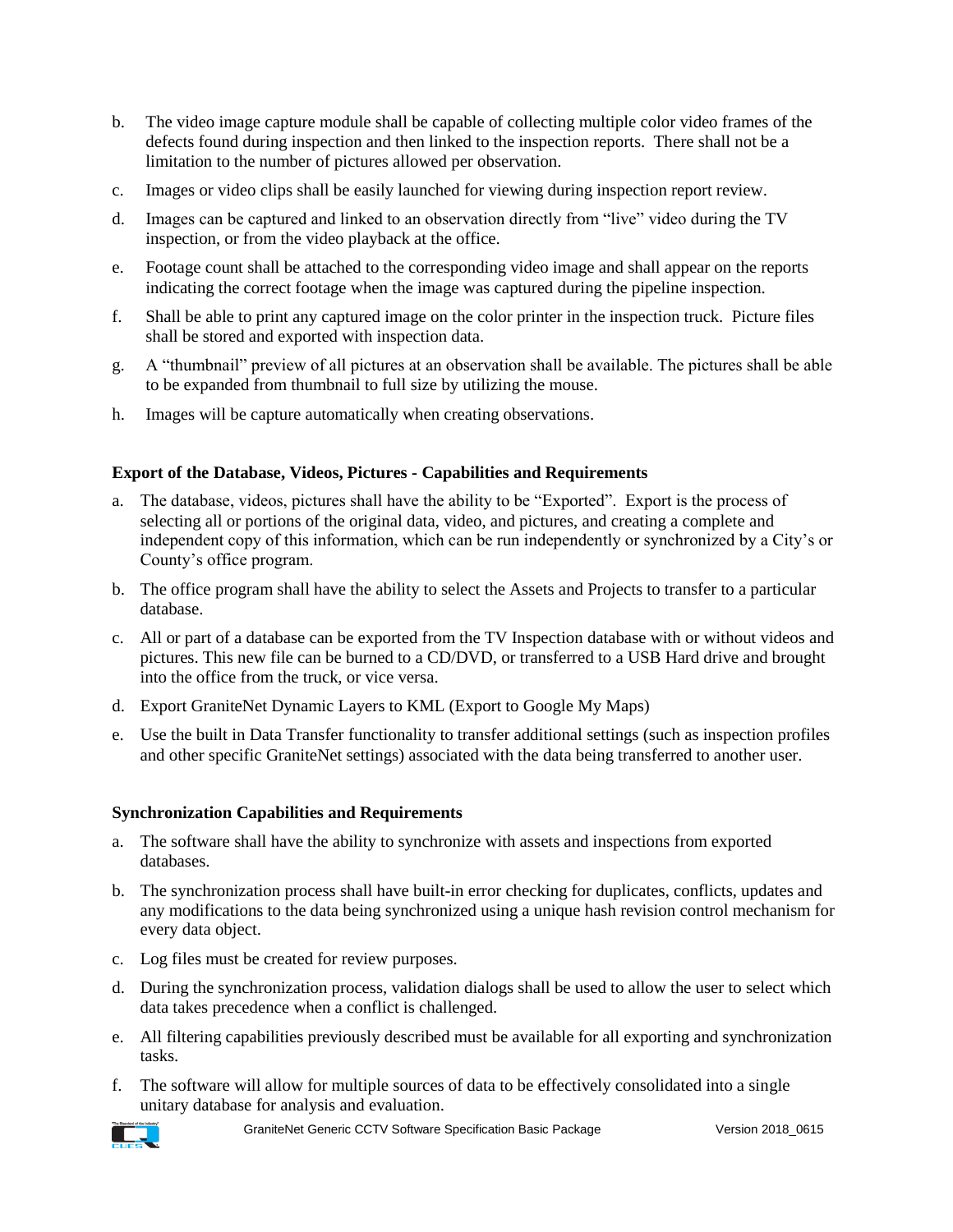b. The video image capture module shall be capable of collecting multiple color video frames of the defects found during inspection and then linked to the inspection reports. There shall not be a limitation to the number of pictures allowed per observation.

c. Images or video clips shall be easily launched for viewing during inspection report review.

d. Images can be captured and linked to an observation directly from "live" video during the TV inspection, or from the video playback at the office.

e. Footage count shall be attached to the corresponding video image and shall appear on the reports indicating the correct footage when the image was captured during the pipeline inspection.

f. Shall be able to print any captured image on the color printer in the inspection truck. Picture files shall be stored and exported with inspection data.

g. A "thumbnail" preview of all pictures at an observation shall be available. The pictures shall be able to be expanded from thumbnail to full size by utilizing the mouse.

h. Images will be capture automatically when creating observations.

**Export of the Database, Videos, Pictures - Capabilities and Requirements**

a. The database, videos, pictures shall have the ability to be "Exported". Export is the process of selecting all or portions of the original data, video, and pictures, and creating a complete and independent copy of this information, which can be run independently or synchronized by a City's or County's office program.

b. The office program shall have the ability to select the Assets and Projects to transfer to a particular database.

c. All or part of a database can be exported from the TV Inspection database with or without videos and pictures. This new file can be burned to a CD/DVD, or transferred to a USB Hard drive and brought into the office from the truck, or vice versa.

d. Export GraniteNet Dynamic Layers to KML (Export to Google My Maps)

e. Use the built in Data Transfer functionality to transfer additional settings (such as inspection profiles and other specific GraniteNet settings) associated with the data being transferred to another user.

**Synchronization Capabilities and Requirements**

a. The software shall have the ability to synchronize with assets and inspections from exported databases.

b. The synchronization process shall have built-in error checking for duplicates, conflicts, updates and any modifications to the data being synchronized using a unique hash revision control mechanism for every data object.

c. Log files must be created for review purposes.

d. During the synchronization process, validation dialogs shall be used to allow the user to select which data takes precedence when a conflict is challenged.

e. All filtering capabilities previously described must be available for all exporting and synchronization tasks.

f. The software will allow for multiple sources of data to be effectively consolidated into a single unitary database for analysis and evaluation.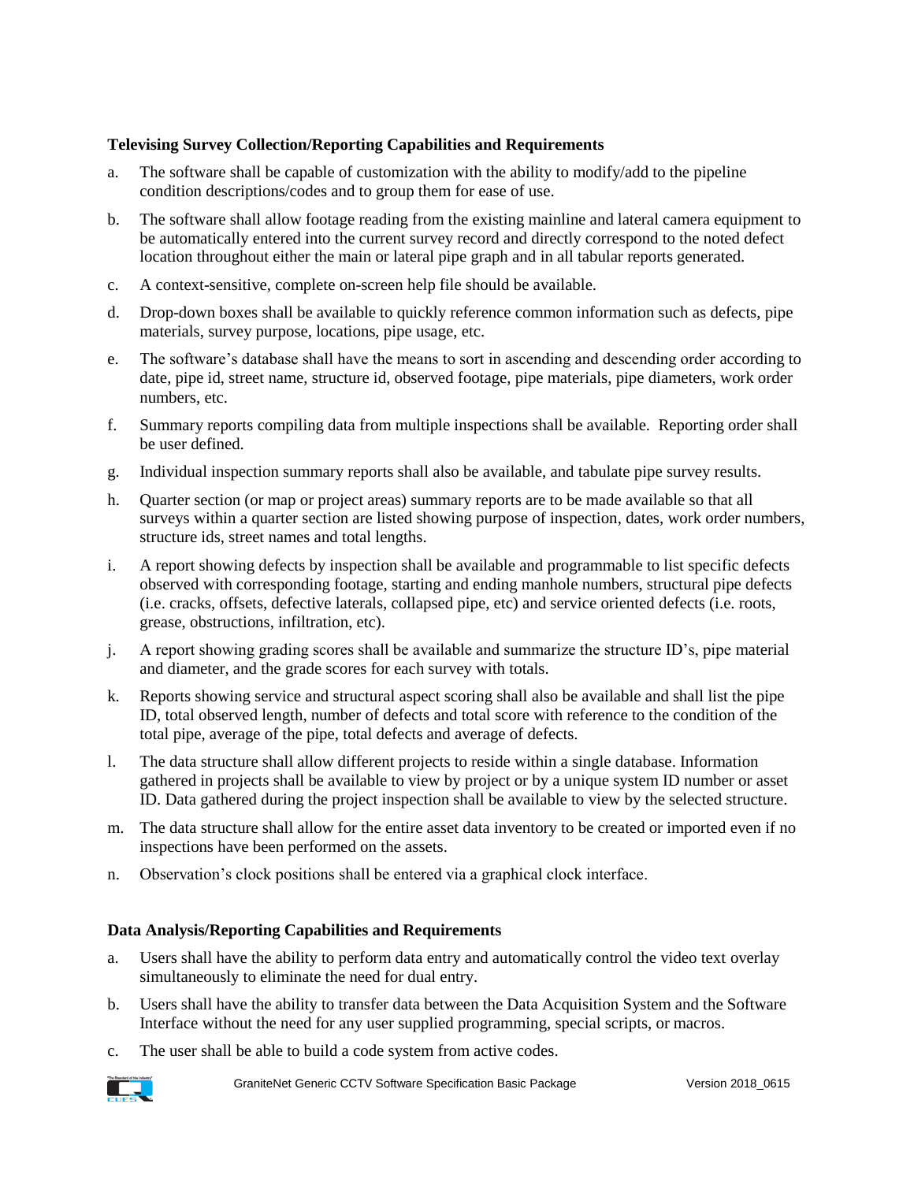**Televising Survey Collection/Reporting Capabilities and Requirements**

a. The software shall be capable of customization with the ability to modify/add to the pipeline condition descriptions/codes and to group them for ease of use.

b. The software shall allow footage reading from the existing mainline and lateral camera equipment to be automatically entered into the current survey record and directly correspond to the noted defect location throughout either the main or lateral pipe graph and in all tabular reports generated.

c. A context-sensitive, complete on-screen help file should be available.

d. Drop-down boxes shall be available to quickly reference common information such as defects, pipe materials, survey purpose, locations, pipe usage, etc.

e. The software's database shall have the means to sort in ascending and descending order according to date, pipe id, street name, structure id, observed footage, pipe materials, pipe diameters, work order numbers, etc.

f. Summary reports compiling data from multiple inspections shall be available. Reporting order shall be user defined.

g. Individual inspection summary reports shall also be available, and tabulate pipe survey results.

h. Quarter section (or map or project areas) summary reports are to be made available so that all surveys within a quarter section are listed showing purpose of inspection, dates, work order numbers, structure ids, street names and total lengths.

i. A report showing defects by inspection shall be available and programmable to list specific defects observed with corresponding footage, starting and ending manhole numbers, structural pipe defects (i.e. cracks, offsets, defective laterals, collapsed pipe, etc) and service oriented defects (i.e. roots, grease, obstructions, infiltration, etc).

j. A report showing grading scores shall be available and summarize the structure ID's, pipe material and diameter, and the grade scores for each survey with totals.

k. Reports showing service and structural aspect scoring shall also be available and shall list the pipe ID, total observed length, number of defects and total score with reference to the condition of the total pipe, average of the pipe, total defects and average of defects.

l. The data structure shall allow different projects to reside within a single database. Information gathered in projects shall be available to view by project or by a unique system ID number or asset ID. Data gathered during the project inspection shall be available to view by the selected structure.

m. The data structure shall allow for the entire asset data inventory to be created or imported even if no inspections have been performed on the assets.

n. Observation's clock positions shall be entered via a graphical clock interface.

**Data Analysis/Reporting Capabilities and Requirements**

a. Users shall have the ability to perform data entry and automatically control the video text overlay simultaneously to eliminate the need for dual entry.

b. Users shall have the ability to transfer data between the Data Acquisition System and the Software Interface without the need for any user supplied programming, special scripts, or macros.

c. The user shall be able to build a code system from active codes.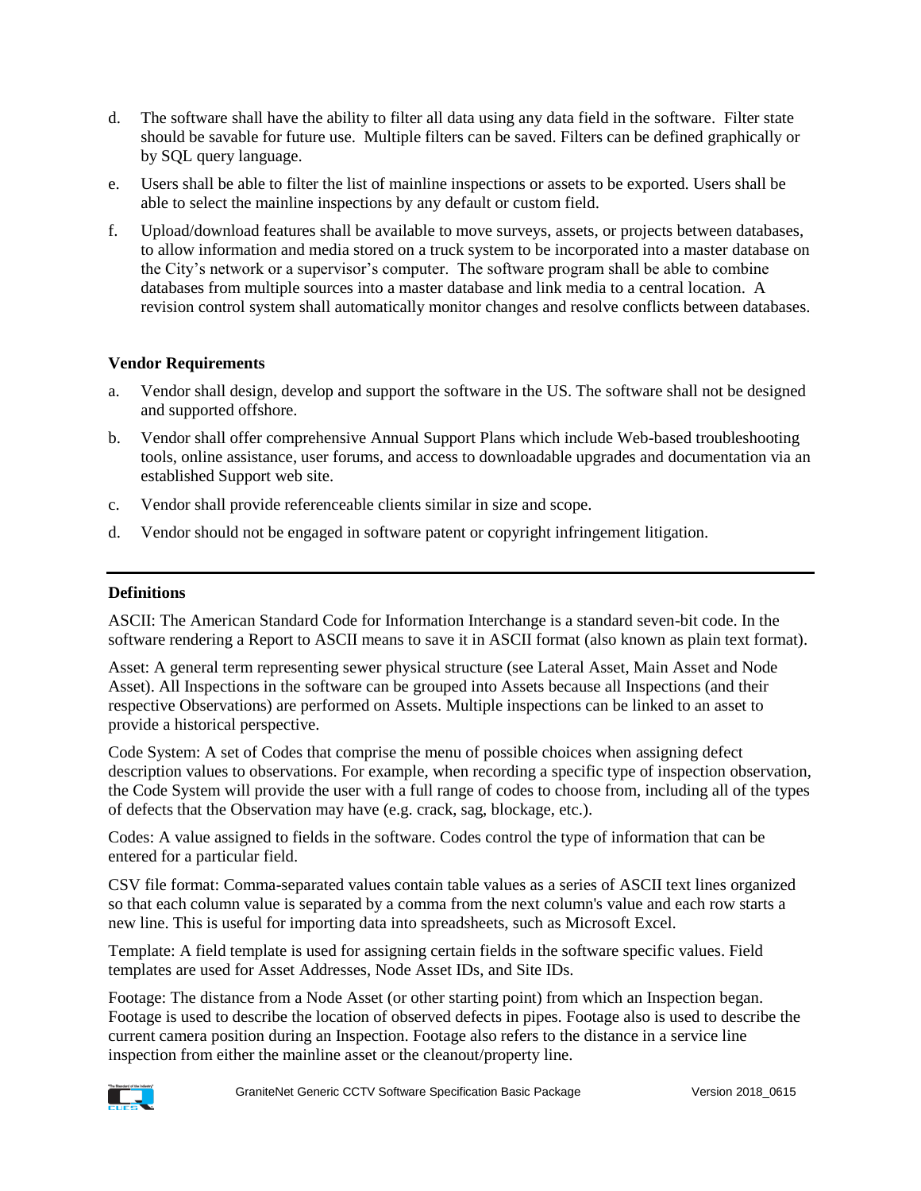d. The software shall have the ability to filter all data using any data field in the software. Filter state should be savable for future use. Multiple filters can be saved. Filters can be defined graphically or by SQL query language.

e. Users shall be able to filter the list of mainline inspections or assets to be exported. Users shall be able to select the mainline inspections by any default or custom field.

f. Upload/download features shall be available to move surveys, assets, or projects between databases, to allow information and media stored on a truck system to be incorporated into a master database on the City's network or a supervisor's computer. The software program shall be able to combine databases from multiple sources into a master database and link media to a central location. A revision control system shall automatically monitor changes and resolve conflicts between databases.

**Vendor Requirements**

a. Vendor shall design, develop and support the software in the US. The software shall not be designed and supported offshore.

b. Vendor shall offer comprehensive Annual Support Plans which include Web-based troubleshooting tools, online assistance, user forums, and access to downloadable upgrades and documentation via an established Support web site.

c. Vendor shall provide referenceable clients similar in size and scope.

d. Vendor should not be engaged in software patent or copyright infringement litigation.

---

**Definitions**

ASCII: The American Standard Code for Information Interchange is a standard seven-bit code. In the software rendering a Report to ASCII means to save it in ASCII format (also known as plain text format).

Asset: A general term representing sewer physical structure (see Lateral Asset, Main Asset and Node Asset). All Inspections in the software can be grouped into Assets because all Inspections (and their respective Observations) are performed on Assets. Multiple inspections can be linked to an asset to provide a historical perspective.

Code System: A set of Codes that comprise the menu of possible choices when assigning defect description values to observations. For example, when recording a specific type of inspection observation, the Code System will provide the user with a full range of codes to choose from, including all of the types of defects that the Observation may have (e.g. crack, sag, blockage, etc.).

Codes: A value assigned to fields in the software. Codes control the type of information that can be entered for a particular field.

CSV file format: Comma-separated values contain table values as a series of ASCII text lines organized so that each column value is separated by a comma from the next column's value and each row starts a new line. This is useful for importing data into spreadsheets, such as Microsoft Excel.

Template: A field template is used for assigning certain fields in the software specific values. Field templates are used for Asset Addresses, Node Asset IDs, and Site IDs.

Footage: The distance from a Node Asset (or other starting point) from which an Inspection began. Footage is used to describe the location of observed defects in pipes. Footage also is used to describe the current camera position during an Inspection. Footage also refers to the distance in a service line inspection from either the mainline asset or the cleanout/property line.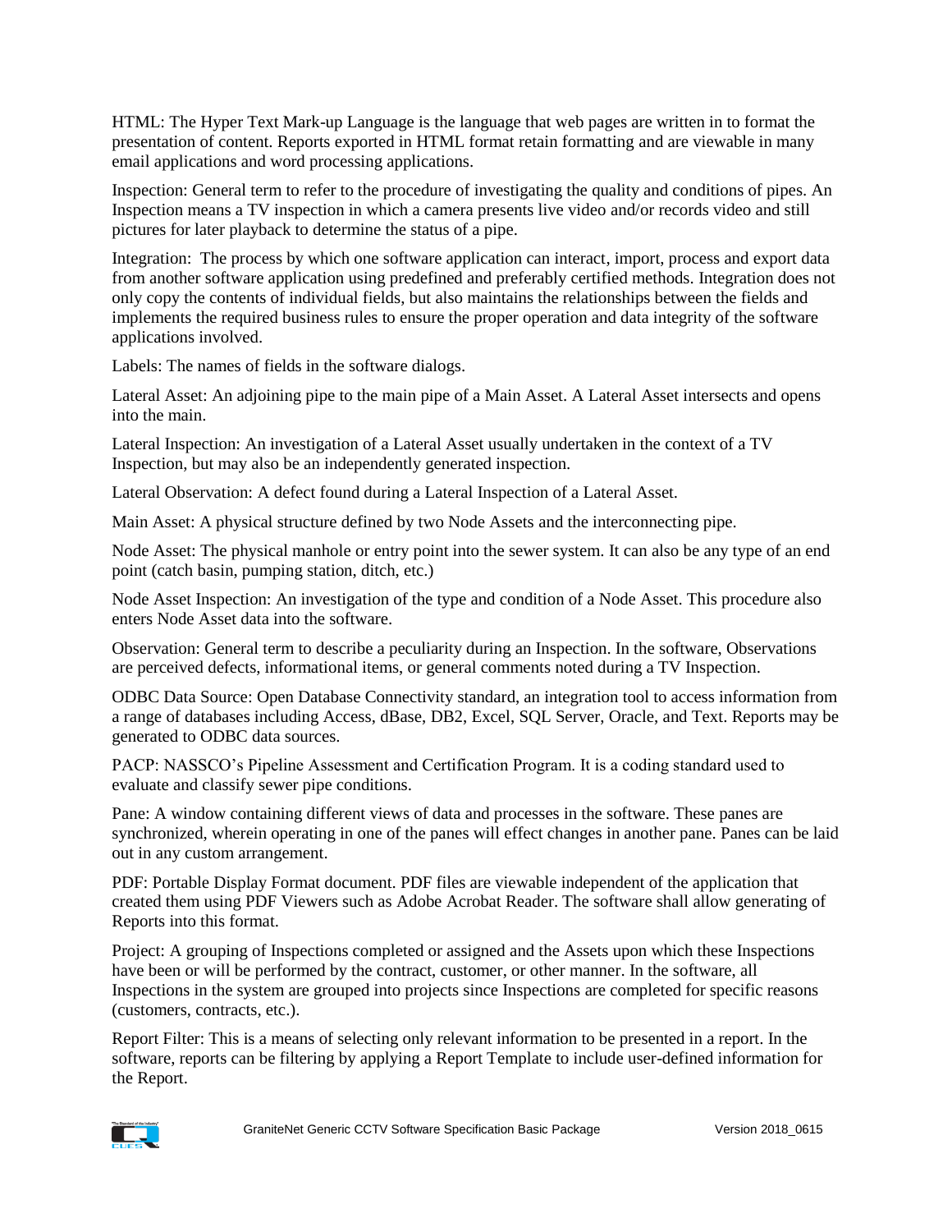HTML: The Hyper Text Mark-up Language is the language that web pages are written in to format the presentation of content. Reports exported in HTML format retain formatting and are viewable in many email applications and word processing applications.

Inspection: General term to refer to the procedure of investigating the quality and conditions of pipes. An Inspection means a TV inspection in which a camera presents live video and/or records video and still pictures for later playback to determine the status of a pipe.

Integration: The process by which one software application can interact, import, process and export data from another software application using predefined and preferably certified methods. Integration does not only copy the contents of individual fields, but also maintains the relationships between the fields and implements the required business rules to ensure the proper operation and data integrity of the software applications involved.

Labels: The names of fields in the software dialogs.

Lateral Asset: An adjoining pipe to the main pipe of a Main Asset. A Lateral Asset intersects and opens into the main.

Lateral Inspection: An investigation of a Lateral Asset usually undertaken in the context of a TV Inspection, but may also be an independently generated inspection.

Lateral Observation: A defect found during a Lateral Inspection of a Lateral Asset.

Main Asset: A physical structure defined by two Node Assets and the interconnecting pipe.

Node Asset: The physical manhole or entry point into the sewer system. It can also be any type of an end point (catch basin, pumping station, ditch, etc.)

Node Asset Inspection: An investigation of the type and condition of a Node Asset. This procedure also enters Node Asset data into the software.

Observation: General term to describe a peculiarity during an Inspection. In the software, Observations are perceived defects, informational items, or general comments noted during a TV Inspection.

ODBC Data Source: Open Database Connectivity standard, an integration tool to access information from a range of databases including Access, dBase, DB2, Excel, SQL Server, Oracle, and Text. Reports may be generated to ODBC data sources.

PACP: NASSCO's Pipeline Assessment and Certification Program. It is a coding standard used to evaluate and classify sewer pipe conditions.

Pane: A window containing different views of data and processes in the software. These panes are synchronized, wherein operating in one of the panes will effect changes in another pane. Panes can be laid out in any custom arrangement.

PDF: Portable Display Format document. PDF files are viewable independent of the application that created them using PDF Viewers such as Adobe Acrobat Reader. The software shall allow generating of Reports into this format.

Project: A grouping of Inspections completed or assigned and the Assets upon which these Inspections have been or will be performed by the contract, customer, or other manner. In the software, all Inspections in the system are grouped into projects since Inspections are completed for specific reasons (customers, contracts, etc.).

Report Filter: This is a means of selecting only relevant information to be presented in a report. In the software, reports can be filtering by applying a Report Template to include user-defined information for the Report.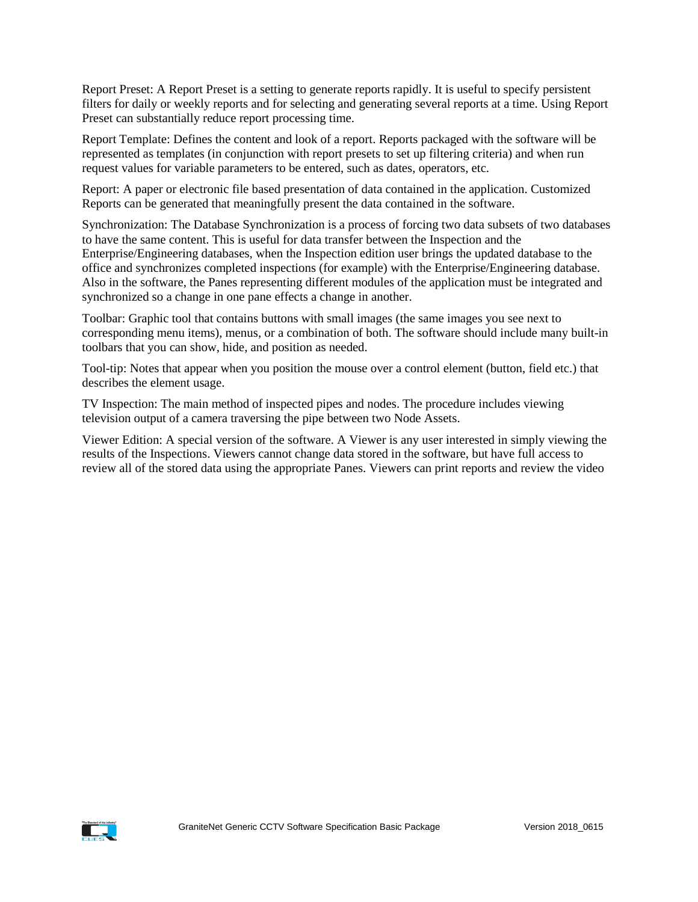Report Preset: A Report Preset is a setting to generate reports rapidly. It is useful to specify persistent filters for daily or weekly reports and for selecting and generating several reports at a time. Using Report Preset can substantially reduce report processing time.

Report Template: Defines the content and look of a report. Reports packaged with the software will be represented as templates (in conjunction with report presets to set up filtering criteria) and when run request values for variable parameters to be entered, such as dates, operators, etc.

Report: A paper or electronic file based presentation of data contained in the application. Customized Reports can be generated that meaningfully present the data contained in the software.

Synchronization: The Database Synchronization is a process of forcing two data subsets of two databases to have the same content. This is useful for data transfer between the Inspection and the Enterprise/Engineering databases, when the Inspection edition user brings the updated database to the office and synchronizes completed inspections (for example) with the Enterprise/Engineering database. Also in the software, the Panes representing different modules of the application must be integrated and synchronized so a change in one pane effects a change in another.

Toolbar: Graphic tool that contains buttons with small images (the same images you see next to corresponding menu items), menus, or a combination of both. The software should include many built-in toolbars that you can show, hide, and position as needed.

Tool-tip: Notes that appear when you position the mouse over a control element (button, field etc.) that describes the element usage.

TV Inspection: The main method of inspected pipes and nodes. The procedure includes viewing television output of a camera traversing the pipe between two Node Assets.

Viewer Edition: A special version of the software. A Viewer is any user interested in simply viewing the results of the Inspections. Viewers cannot change data stored in the software, but have full access to review all of the stored data using the appropriate Panes. Viewers can print reports and review the video